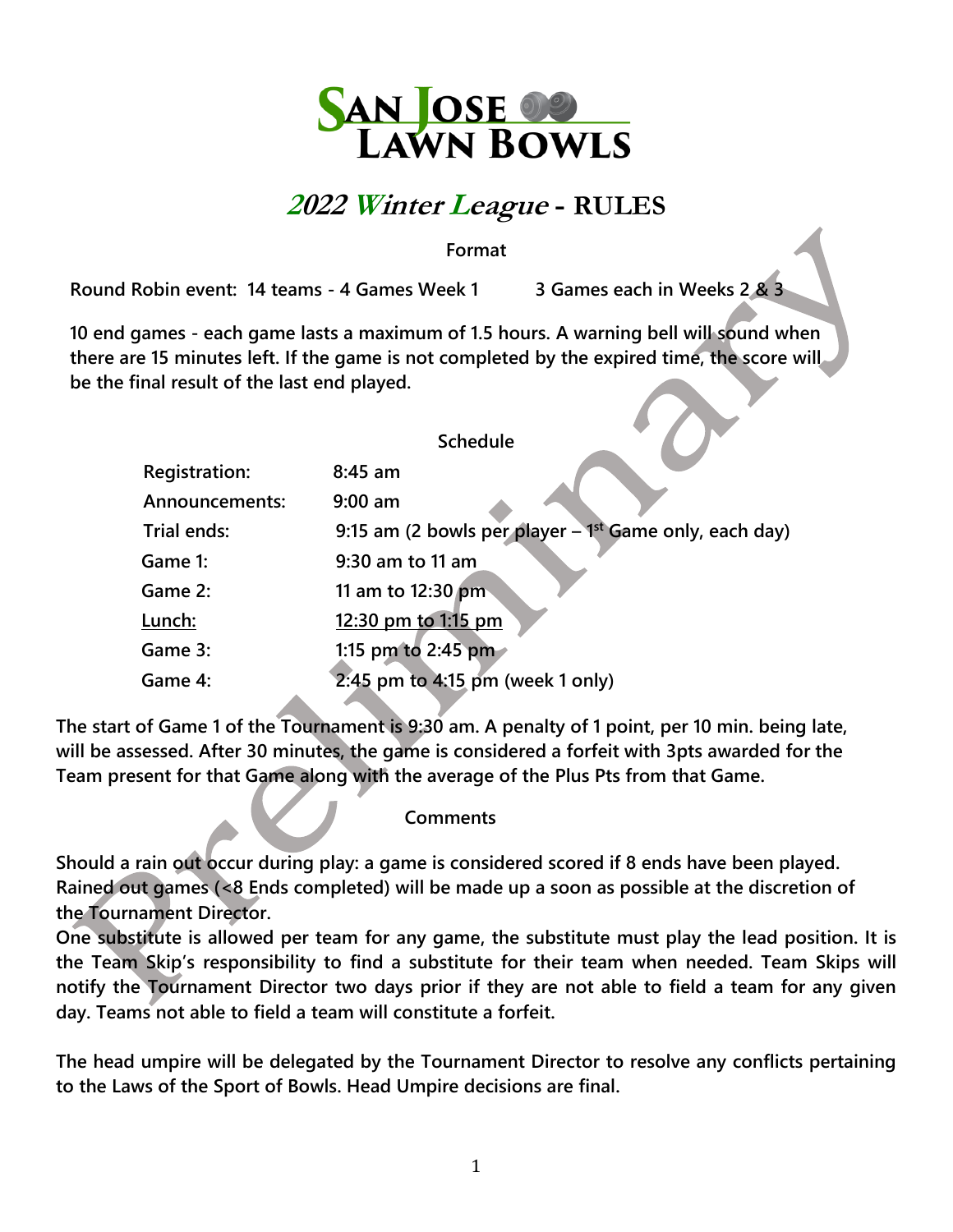# San Jose Lawn Bowls

## 2022 Winter League - RULES

### Format

**Round Robin event: 14 teams - 4 Games Week 1 3 Games each in Weeks 2 & 3**

**10 end games - each game lasts a maximum of 1.5 hours. A warning bell will sound when there are 15 minutes left. If the game is not completed by the expired time, the score will be the final result of the last end played.**

### Schedule

| | |
|---|---|
| Registration: | 8:45 am |
| Announcements: | 9:00 am |
| Trial ends: | 9:15 am (2 bowls per player – 1st Game only, each day) |
| Game 1: | 9:30 am to 11 am |
| Game 2: | 11 am to 12:30 pm |
| Lunch: | 12:30 pm to 1:15 pm |
| Game 3: | 1:15 pm to 2:45 pm |
| Game 4: | 2:45 pm to 4:15 pm (week 1 only) |

**The start of Game 1 of the Tournament is 9:30 am. A penalty of 1 point, per 10 min. being late, will be assessed. After 30 minutes, the game is considered a forfeit with 3pts awarded for the Team present for that Game along with the average of the Plus Pts from that Game.**

### Comments

**Should a rain out occur during play: a game is considered scored if 8 ends have been played. Rained out games (<8 Ends completed) will be made up a soon as possible at the discretion of the Tournament Director.**

**One substitute is allowed per team for any game, the substitute must play the lead position. It is the Team Skip's responsibility to find a substitute for their team when needed. Team Skips will notify the Tournament Director two days prior if they are not able to field a team for any given day. Teams not able to field a team will constitute a forfeit.**

**The head umpire will be delegated by the Tournament Director to resolve any conflicts pertaining to the Laws of the Sport of Bowls. Head Umpire decisions are final.**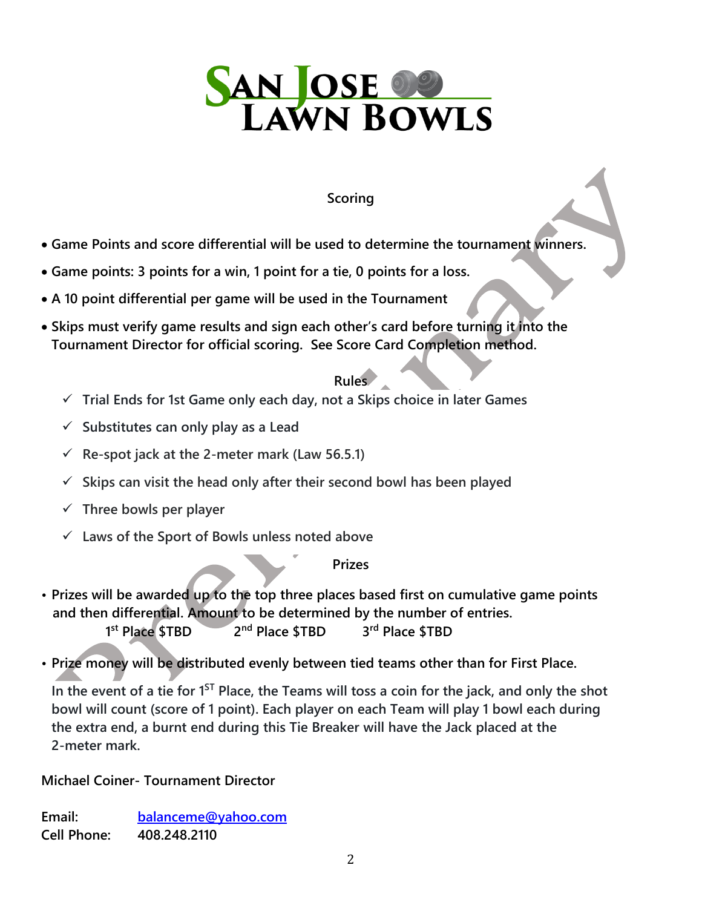# San Jose Lawn Bowls

## Scoring

- **Game Points and score differential will be used to determine the tournament winners.**
- **Game points: 3 points for a win, 1 point for a tie, 0 points for a loss.**
- **A 10 point differential per game will be used in the Tournament**
- **Skips must verify game results and sign each other's card before turning it into the Tournament Director for official scoring. See Score Card Completion method.**

## Rules

- ✓ Trial Ends for 1st Game only each day, not a Skips choice in later Games
- ✓ Substitutes can only play as a Lead
- ✓ Re-spot jack at the 2-meter mark (Law 56.5.1)
- ✓ Skips can visit the head only after their second bowl has been played
- ✓ Three bowls per player
- ✓ Laws of the Sport of Bowls unless noted above

## Prizes

- **Prizes will be awarded up to the top three places based first on cumulative game points and then differential. Amount to be determined by the number of entries.**

  **1st Place $TBD     2nd Place $TBD     3rd Place $TBD**

- **Prize money will be distributed evenly between tied teams other than for First Place.**

  In the event of a tie for 1ST Place, the Teams will toss a coin for the jack, and only the shot bowl will count (score of 1 point). Each player on each Team will play 1 bowl each during the extra end, a burnt end during this Tie Breaker will have the Jack placed at the 2-meter mark.

**Michael Coiner- Tournament Director**

**Email:** balanceme@yahoo.com
**Cell Phone:** 408.248.2110